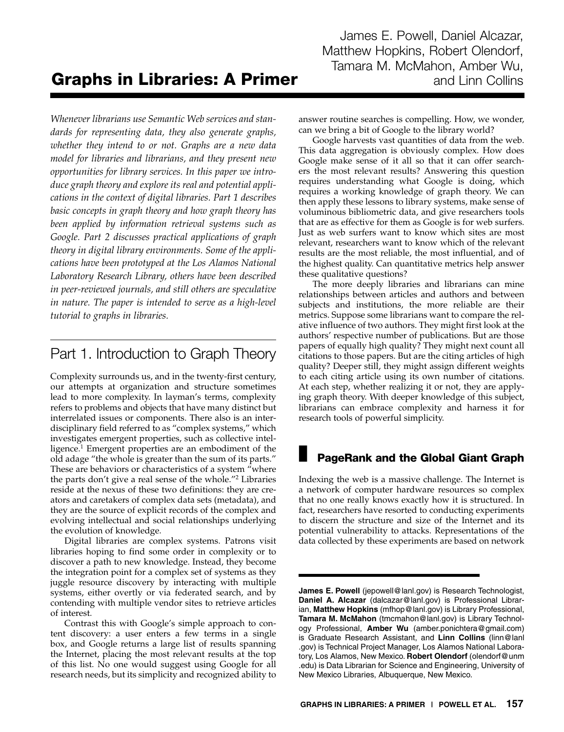# Graphs in Libraries: A Primer

James E. Powell, Daniel Alcazar, Matthew Hopkins, Robert Olendorf, Tamara M. McMahon, Amber Wu, and Linn Collins

*Whenever librarians use Semantic Web services and standards for representing data, they also generate graphs, whether they intend to or not. Graphs are a new data model for libraries and librarians, and they present new opportunities for library services. In this paper we introduce graph theory and explore its real and potential applications in the context of digital libraries. Part 1 describes basic concepts in graph theory and how graph theory has been applied by information retrieval systems such as Google. Part 2 discusses practical applications of graph theory in digital library environments. Some of the applications have been prototyped at the Los Alamos National Laboratory Research Library, others have been described in peer-reviewed journals, and still others are speculative in nature. The paper is intended to serve as a high-level tutorial to graphs in libraries.*

## Part 1. Introduction to Graph Theory

Complexity surrounds us, and in the twenty-first century, our attempts at organization and structure sometimes lead to more complexity. In layman's terms, complexity refers to problems and objects that have many distinct but interrelated issues or components. There also is an interdisciplinary field referred to as "complex systems," which investigates emergent properties, such as collective intelligence.[1] Emergent properties are an embodiment of the old adage "the whole is greater than the sum of its parts." These are behaviors or characteristics of a system "where the parts don't give a real sense of the whole."[2] Libraries reside at the nexus of these two definitions: they are creators and caretakers of complex data sets (metadata), and they are the source of explicit records of the complex and evolving intellectual and social relationships underlying the evolution of knowledge.

Digital libraries are complex systems. Patrons visit libraries hoping to find some order in complexity or to discover a path to new knowledge. Instead, they become the integration point for a complex set of systems as they juggle resource discovery by interacting with multiple systems, either overtly or via federated search, and by contending with multiple vendor sites to retrieve articles of interest.

Contrast this with Google's simple approach to content discovery: a user enters a few terms in a single box, and Google returns a large list of results spanning the Internet, placing the most relevant results at the top of this list. No one would suggest using Google for all research needs, but its simplicity and recognized ability to answer routine searches is compelling. How, we wonder, can we bring a bit of Google to the library world?

Google harvests vast quantities of data from the web. This data aggregation is obviously complex. How does Google make sense of it all so that it can offer searchers the most relevant results? Answering this question requires understanding what Google is doing, which requires a working knowledge of graph theory. We can then apply these lessons to library systems, make sense of voluminous bibliometric data, and give researchers tools that are as effective for them as Google is for web surfers. Just as web surfers want to know which sites are most relevant, researchers want to know which of the relevant results are the most reliable, the most influential, and of the highest quality. Can quantitative metrics help answer these qualitative questions?

The more deeply libraries and librarians can mine relationships between articles and authors and between subjects and institutions, the more reliable are their metrics. Suppose some librarians want to compare the relative influence of two authors. They might first look at the authors' respective number of publications. But are those papers of equally high quality? They might next count all citations to those papers. But are the citing articles of high quality? Deeper still, they might assign different weights to each citing article using its own number of citations. At each step, whether realizing it or not, they are applying graph theory. With deeper knowledge of this subject, librarians can embrace complexity and harness it for research tools of powerful simplicity.

### PageRank and the Global Giant Graph

Indexing the web is a massive challenge. The Internet is a network of computer hardware resources so complex that no one really knows exactly how it is structured. In fact, researchers have resorted to conducting experiments to discern the structure and size of the Internet and its potential vulnerability to attacks. Representations of the data collected by these experiments are based on network

---

**James E. Powell** (jepowell@lanl.gov) is Research Technologist, **Daniel A. Alcazar** (dalcazar@lanl.gov) is Professional Librarian, **Matthew Hopkins** (mfhop@lanl.gov) is Library Professional, **Tamara M. McMahon** (tmcmahon@lanl.gov) is Library Technology Professional, **Amber Wu** (amber.ponichtera@gmail.com) is Graduate Research Assistant, and **Linn Collins** (linn@lanl.gov) is Technical Project Manager, Los Alamos National Laboratory, Los Alamos, New Mexico. **Robert Olendorf** (olendorf@unm.edu) is Data Librarian for Science and Engineering, University of New Mexico Libraries, Albuquerque, New Mexico.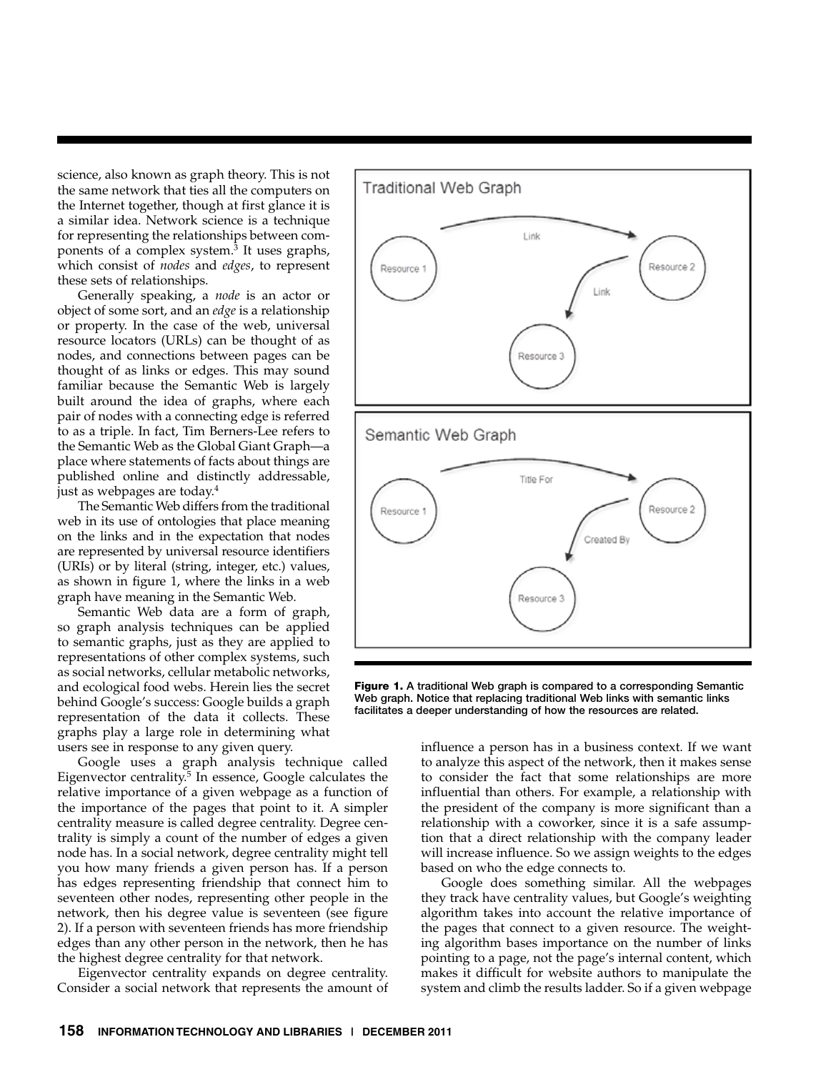science, also known as graph theory. This is not the same network that ties all the computers on the Internet together, though at first glance it is a similar idea. Network science is a technique for representing the relationships between components of a complex system.[3] It uses graphs, which consist of *nodes* and *edges*, to represent these sets of relationships.

Generally speaking, a *node* is an actor or object of some sort, and an *edge* is a relationship or property. In the case of the web, universal resource locators (URLs) can be thought of as nodes, and connections between pages can be thought of as links or edges. This may sound familiar because the Semantic Web is largely built around the idea of graphs, where each pair of nodes with a connecting edge is referred to as a triple. In fact, Tim Berners-Lee refers to the Semantic Web as the Global Giant Graph—a place where statements of facts about things are published online and distinctly addressable, just as webpages are today.[4]

The Semantic Web differs from the traditional web in its use of ontologies that place meaning on the links and in the expectation that nodes are represented by universal resource identifiers (URIs) or by literal (string, integer, etc.) values, as shown in figure 1, where the links in a web graph have meaning in the Semantic Web.

Semantic Web data are a form of graph, so graph analysis techniques can be applied to semantic graphs, just as they are applied to representations of other complex systems, such as social networks, cellular metabolic networks, and ecological food webs. Herein lies the secret behind Google's success: Google builds a graph representation of the data it collects. These graphs play a large role in determining what users see in response to any given query.

Traditional Web Graph

Semantic Web Graph

**Figure 1.** A traditional Web graph is compared to a corresponding Semantic Web graph. Notice that replacing traditional Web links with semantic links facilitates a deeper understanding of how the resources are related.

Google uses a graph analysis technique called Eigenvector centrality.[5] In essence, Google calculates the relative importance of a given webpage as a function of the importance of the pages that point to it. A simpler centrality measure is called degree centrality. Degree centrality is simply a count of the number of edges a given node has. In a social network, degree centrality might tell you how many friends a given person has. If a person has edges representing friendship that connect him to seventeen other nodes, representing other people in the network, then his degree value is seventeen (see figure 2). If a person with seventeen friends has more friendship edges than any other person in the network, then he has the highest degree centrality for that network.

Eigenvector centrality expands on degree centrality. Consider a social network that represents the amount of influence a person has in a business context. If we want to analyze this aspect of the network, then it makes sense to consider the fact that some relationships are more influential than others. For example, a relationship with the president of the company is more significant than a relationship with a coworker, since it is a safe assumption that a direct relationship with the company leader will increase influence. So we assign weights to the edges based on who the edge connects to.

Google does something similar. All the webpages they track have centrality values, but Google's weighting algorithm takes into account the relative importance of the pages that connect to a given resource. The weighting algorithm bases importance on the number of links pointing to a page, not the page's internal content, which makes it difficult for website authors to manipulate the system and climb the results ladder. So if a given webpage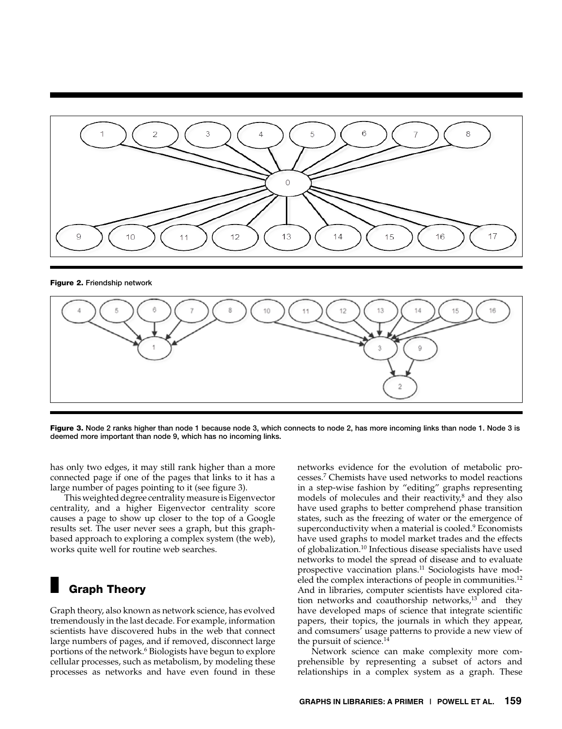Figure 2. Friendship network

Figure 3. Node 2 ranks higher than node 1 because node 3, which connects to node 2, has more incoming links than node 1. Node 3 is deemed more important than node 9, which has no incoming links.

has only two edges, it may still rank higher than a more connected page if one of the pages that links to it has a large number of pages pointing to it (see figure 3).

This weighted degree centrality measure is Eigenvector centrality, and a higher Eigenvector centrality score causes a page to show up closer to the top of a Google results set. The user never sees a graph, but this graph-based approach to exploring a complex system (the web), works quite well for routine web searches.

## Graph Theory

Graph theory, also known as network science, has evolved tremendously in the last decade. For example, information scientists have discovered hubs in the web that connect large numbers of pages, and if removed, disconnect large portions of the network.[6] Biologists have begun to explore cellular processes, such as metabolism, by modeling these processes as networks and have even found in these networks evidence for the evolution of metabolic processes.[7] Chemists have used networks to model reactions in a step-wise fashion by "editing" graphs representing models of molecules and their reactivity,[8] and they also have used graphs to better comprehend phase transition states, such as the freezing of water or the emergence of superconductivity when a material is cooled.[9] Economists have used graphs to model market trades and the effects of globalization.[10] Infectious disease specialists have used networks to model the spread of disease and to evaluate prospective vaccination plans.[11] Sociologists have modeled the complex interactions of people in communities.[12] And in libraries, computer scientists have explored citation networks and coauthorship networks,[13] and they have developed maps of science that integrate scientific papers, their topics, the journals in which they appear, and comsumers' usage patterns to provide a new view of the pursuit of science.[14]

Network science can make complexity more comprehensible by representing a subset of actors and relationships in a complex system as a graph. These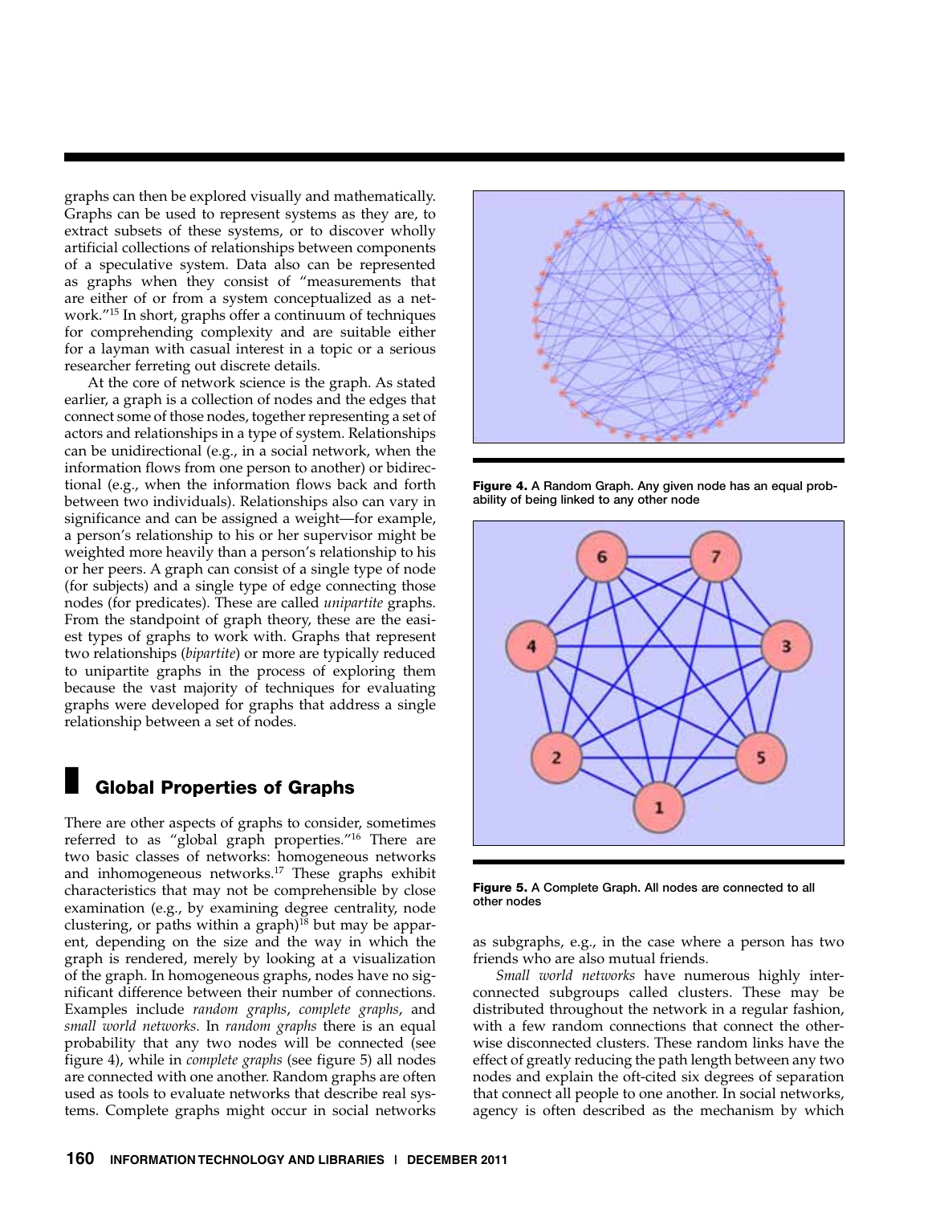graphs can then be explored visually and mathematically. Graphs can be used to represent systems as they are, to extract subsets of these systems, or to discover wholly artificial collections of relationships between components of a speculative system. Data also can be represented as graphs when they consist of "measurements that are either of or from a system conceptualized as a network."[15] In short, graphs offer a continuum of techniques for comprehending complexity and are suitable either for a layman with casual interest in a topic or a serious researcher ferreting out discrete details.

At the core of network science is the graph. As stated earlier, a graph is a collection of nodes and the edges that connect some of those nodes, together representing a set of actors and relationships in a type of system. Relationships can be unidirectional (e.g., in a social network, when the information flows from one person to another) or bidirectional (e.g., when the information flows back and forth between two individuals). Relationships also can vary in significance and can be assigned a weight—for example, a person's relationship to his or her supervisor might be weighted more heavily than a person's relationship to his or her peers. A graph can consist of a single type of node (for subjects) and a single type of edge connecting those nodes (for predicates). These are called *unipartite* graphs. From the standpoint of graph theory, these are the easiest types of graphs to work with. Graphs that represent two relationships (*bipartite*) or more are typically reduced to unipartite graphs in the process of exploring them because the vast majority of techniques for evaluating graphs were developed for graphs that address a single relationship between a set of nodes.

## Global Properties of Graphs

There are other aspects of graphs to consider, sometimes referred to as "global graph properties."[16] There are two basic classes of networks: homogeneous networks and inhomogeneous networks.[17] These graphs exhibit characteristics that may not be comprehensible by close examination (e.g., by examining degree centrality, node clustering, or paths within a graph)[18] but may be apparent, depending on the size and the way in which the graph is rendered, merely by looking at a visualization of the graph. In homogeneous graphs, nodes have no significant difference between their number of connections. Examples include *random graphs*, *complete graphs*, and *small world networks*. In *random graphs* there is an equal probability that any two nodes will be connected (see figure 4), while in *complete graphs* (see figure 5) all nodes are connected with one another. Random graphs are often used as tools to evaluate networks that describe real systems. Complete graphs might occur in social networks as subgraphs, e.g., in the case where a person has two friends who are also mutual friends.

*Small world networks* have numerous highly interconnected subgroups called clusters. These may be distributed throughout the network in a regular fashion, with a few random connections that connect the otherwise disconnected clusters. These random links have the effect of greatly reducing the path length between any two nodes and explain the oft-cited six degrees of separation that connect all people to one another. In social networks, agency is often described as the mechanism by which

**Figure 4.** A Random Graph. Any given node has an equal probability of being linked to any other node

**Figure 5.** A Complete Graph. All nodes are connected to all other nodes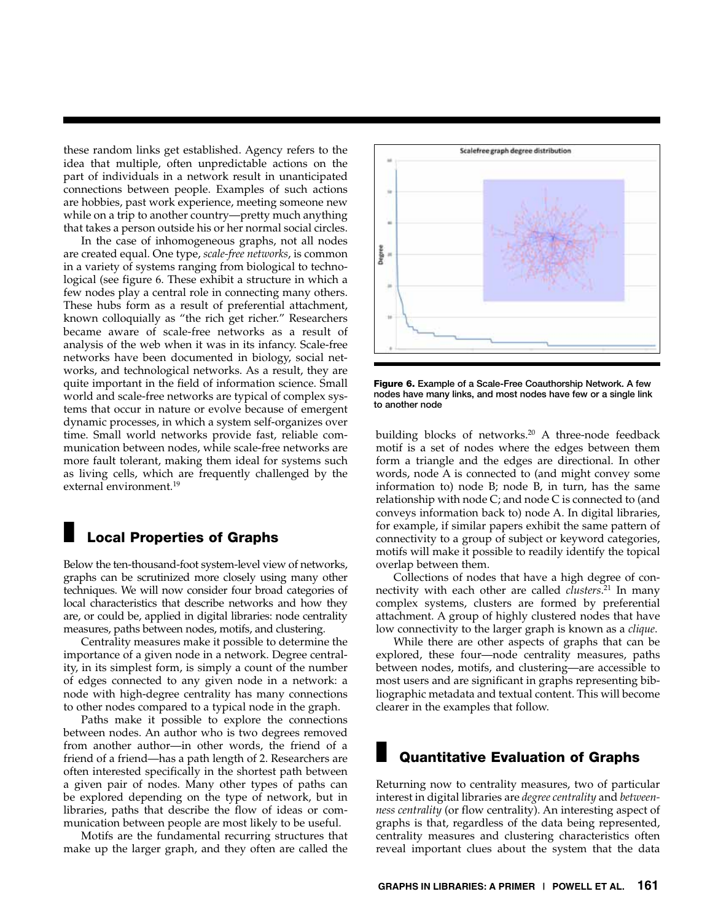these random links get established. Agency refers to the idea that multiple, often unpredictable actions on the part of individuals in a network result in unanticipated connections between people. Examples of such actions are hobbies, past work experience, meeting someone new while on a trip to another country—pretty much anything that takes a person outside his or her normal social circles.

In the case of inhomogeneous graphs, not all nodes are created equal. One type, *scale-free networks*, is common in a variety of systems ranging from biological to technological (see figure 6. These exhibit a structure in which a few nodes play a central role in connecting many others. These hubs form as a result of preferential attachment, known colloquially as "the rich get richer." Researchers became aware of scale-free networks as a result of analysis of the web when it was in its infancy. Scale-free networks have been documented in biology, social networks, and technological networks. As a result, they are quite important in the field of information science. Small world and scale-free networks are typical of complex systems that occur in nature or evolve because of emergent dynamic processes, in which a system self-organizes over time. Small world networks provide fast, reliable communication between nodes, while scale-free networks are more fault tolerant, making them ideal for systems such as living cells, which are frequently challenged by the external environment.[19]

**Figure 6.** Example of a Scale-Free Coauthorship Network. A few nodes have many links, and most nodes have few or a single link to another node

## Local Properties of Graphs

Below the ten-thousand-foot system-level view of networks, graphs can be scrutinized more closely using many other techniques. We will now consider four broad categories of local characteristics that describe networks and how they are, or could be, applied in digital libraries: node centrality measures, paths between nodes, motifs, and clustering.

Centrality measures make it possible to determine the importance of a given node in a network. Degree centrality, in its simplest form, is simply a count of the number of edges connected to any given node in a network: a node with high-degree centrality has many connections to other nodes compared to a typical node in the graph.

Paths make it possible to explore the connections between nodes. An author who is two degrees removed from another author—in other words, the friend of a friend of a friend—has a path length of 2. Researchers are often interested specifically in the shortest path between a given pair of nodes. Many other types of paths can be explored depending on the type of network, but in libraries, paths that describe the flow of ideas or communication between people are most likely to be useful.

Motifs are the fundamental recurring structures that make up the larger graph, and they often are called the building blocks of networks.[20] A three-node feedback motif is a set of nodes where the edges between them form a triangle and the edges are directional. In other words, node A is connected to (and might convey some information to) node B; node B, in turn, has the same relationship with node C; and node C is connected to (and conveys information back to) node A. In digital libraries, for example, if similar papers exhibit the same pattern of connectivity to a group of subject or keyword categories, motifs will make it possible to readily identify the topical overlap between them.

Collections of nodes that have a high degree of connectivity with each other are called *clusters*.[21] In many complex systems, clusters are formed by preferential attachment. A group of highly clustered nodes that have low connectivity to the larger graph is known as a *clique*.

While there are other aspects of graphs that can be explored, these four—node centrality measures, paths between nodes, motifs, and clustering—are accessible to most users and are significant in graphs representing bibliographic metadata and textual content. This will become clearer in the examples that follow.

## Quantitative Evaluation of Graphs

Returning now to centrality measures, two of particular interest in digital libraries are *degree centrality* and *betweenness centrality* (or flow centrality). An interesting aspect of graphs is that, regardless of the data being represented, centrality measures and clustering characteristics often reveal important clues about the system that the data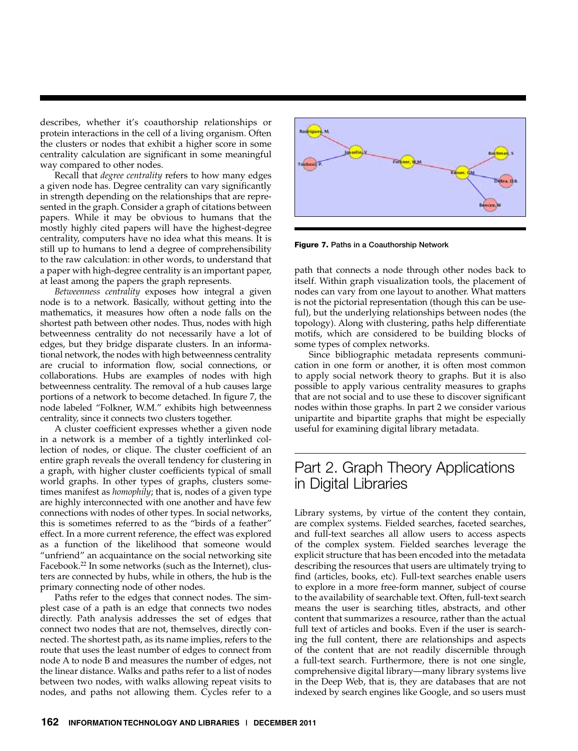describes, whether it's coauthorship relationships or protein interactions in the cell of a living organism. Often the clusters or nodes that exhibit a higher score in some centrality calculation are significant in some meaningful way compared to other nodes.

Recall that *degree centrality* refers to how many edges a given node has. Degree centrality can vary significantly in strength depending on the relationships that are represented in the graph. Consider a graph of citations between papers. While it may be obvious to humans that the mostly highly cited papers will have the highest-degree centrality, computers have no idea what this means. It is still up to humans to lend a degree of comprehensibility to the raw calculation: in other words, to understand that a paper with high-degree centrality is an important paper, at least among the papers the graph represents.

*Betweenness centrality* exposes how integral a given node is to a network. Basically, without getting into the mathematics, it measures how often a node falls on the shortest path between other nodes. Thus, nodes with high betweenness centrality do not necessarily have a lot of edges, but they bridge disparate clusters. In an informational network, the nodes with high betweenness centrality are crucial to information flow, social connections, or collaborations. Hubs are examples of nodes with high betweenness centrality. The removal of a hub causes large portions of a network to become detached. In figure 7, the node labeled "Folkner, W.M." exhibits high betweenness centrality, since it connects two clusters together.

A cluster coefficient expresses whether a given node in a network is a member of a tightly interlinked collection of nodes, or clique. The cluster coefficient of an entire graph reveals the overall tendency for clustering in a graph, with higher cluster coefficients typical of small world graphs. In other types of graphs, clusters sometimes manifest as *homophily*; that is, nodes of a given type are highly interconnected with one another and have few connections with nodes of other types. In social networks, this is sometimes referred to as the "birds of a feather" effect. In a more current reference, the effect was explored as a function of the likelihood that someone would "unfriend" an acquaintance on the social networking site Facebook.[22] In some networks (such as the Internet), clusters are connected by hubs, while in others, the hub is the primary connecting node of other nodes.

Paths refer to the edges that connect nodes. The simplest case of a path is an edge that connects two nodes directly. Path analysis addresses the set of edges that connect two nodes that are not, themselves, directly connected. The shortest path, as its name implies, refers to the route that uses the least number of edges to connect from node A to node B and measures the number of edges, not the linear distance. Walks and paths refer to a list of nodes between two nodes, with walks allowing repeat visits to nodes, and paths not allowing them. Cycles refer to a path that connects a node through other nodes back to itself. Within graph visualization tools, the placement of nodes can vary from one layout to another. What matters is not the pictorial representation (though this can be useful), but the underlying relationships between nodes (the topology). Along with clustering, paths help differentiate motifs, which are considered to be building blocks of some types of complex networks.

**Figure 7.** Paths in a Coauthorship Network

Since bibliographic metadata represents communication in one form or another, it is often most common to apply social network theory to graphs. But it is also possible to apply various centrality measures to graphs that are not social and to use these to discover significant nodes within those graphs. In part 2 we consider various unipartite and bipartite graphs that might be especially useful for examining digital library metadata.

## Part 2. Graph Theory Applications in Digital Libraries

Library systems, by virtue of the content they contain, are complex systems. Fielded searches, faceted searches, and full-text searches all allow users to access aspects of the complex system. Fielded searches leverage the explicit structure that has been encoded into the metadata describing the resources that users are ultimately trying to find (articles, books, etc). Full-text searches enable users to explore in a more free-form manner, subject of course to the availability of searchable text. Often, full-text search means the user is searching titles, abstracts, and other content that summarizes a resource, rather than the actual full text of articles and books. Even if the user is searching the full content, there are relationships and aspects of the content that are not readily discernible through a full-text search. Furthermore, there is not one single, comprehensive digital library—many library systems live in the Deep Web, that is, they are databases that are not indexed by search engines like Google, and so users must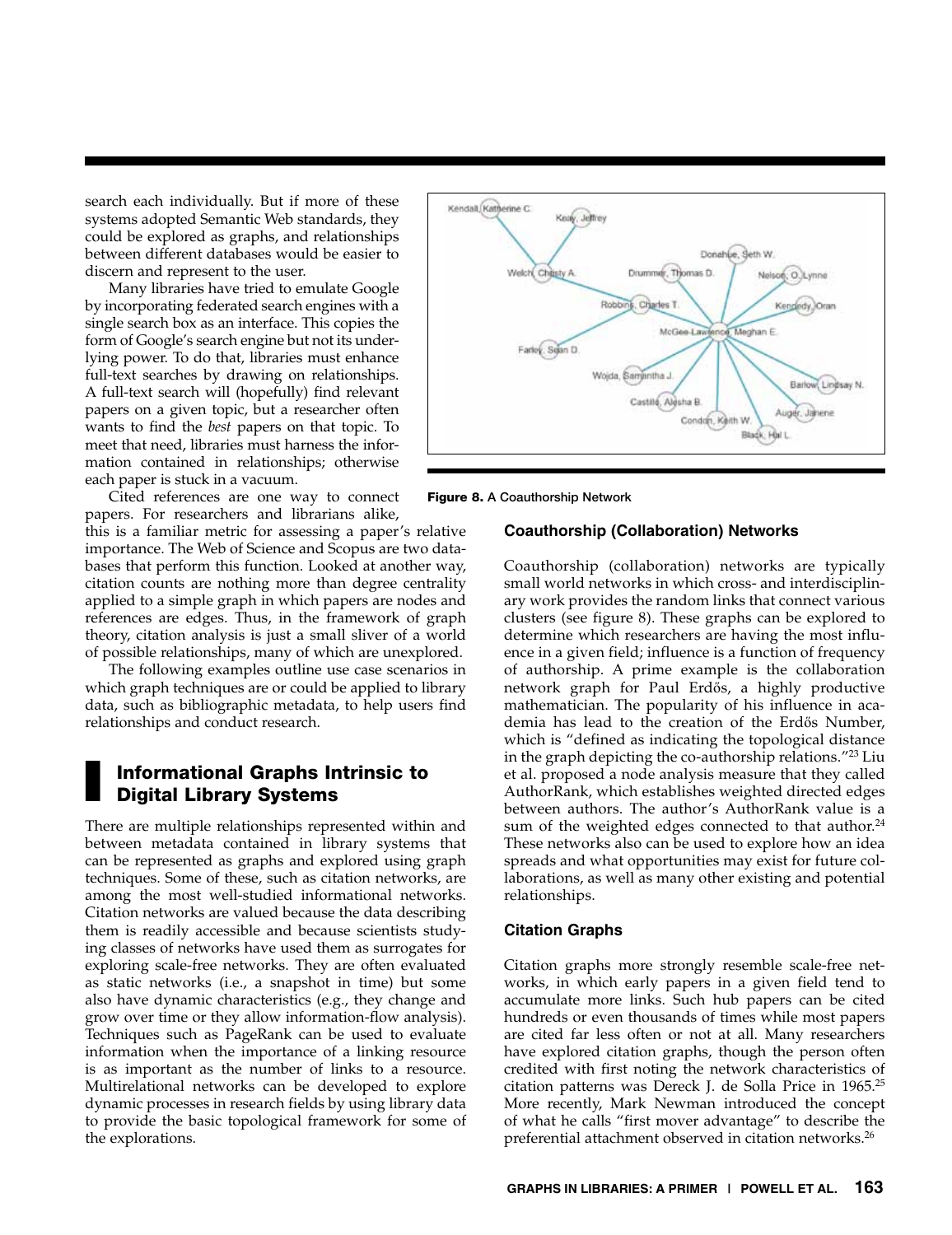search each individually. But if more of these systems adopted Semantic Web standards, they could be explored as graphs, and relationships between different databases would be easier to discern and represent to the user.

Many libraries have tried to emulate Google by incorporating federated search engines with a single search box as an interface. This copies the form of Google's search engine but not its underlying power. To do that, libraries must enhance full-text searches by drawing on relationships. A full-text search will (hopefully) find relevant papers on a given topic, but a researcher often wants to find the *best* papers on that topic. To meet that need, libraries must harness the information contained in relationships; otherwise each paper is stuck in a vacuum.

Cited references are one way to connect papers. For researchers and librarians alike, this is a familiar metric for assessing a paper's relative importance. The Web of Science and Scopus are two databases that perform this function. Looked at another way, citation counts are nothing more than degree centrality applied to a simple graph in which papers are nodes and references are edges. Thus, in the framework of graph theory, citation analysis is just a small sliver of a world of possible relationships, many of which are unexplored.

The following examples outline use case scenarios in which graph techniques are or could be applied to library data, such as bibliographic metadata, to help users find relationships and conduct research.

## Informational Graphs Intrinsic to Digital Library Systems

There are multiple relationships represented within and between metadata contained in library systems that can be represented as graphs and explored using graph techniques. Some of these, such as citation networks, are among the most well-studied informational networks. Citation networks are valued because the data describing them is readily accessible and because scientists studying classes of networks have used them as surrogates for exploring scale-free networks. They are often evaluated as static networks (i.e., a snapshot in time) but some also have dynamic characteristics (e.g., they change and grow over time or they allow information-flow analysis). Techniques such as PageRank can be used to evaluate information when the importance of a linking resource is as important as the number of links to a resource. Multirelational networks can be developed to explore dynamic processes in research fields by using library data to provide the basic topological framework for some of the explorations.

**Figure 8.** A Coauthorship Network

### Coauthorship (Collaboration) Networks

Coauthorship (collaboration) networks are typically small world networks in which cross- and interdisciplinary work provides the random links that connect various clusters (see figure 8). These graphs can be explored to determine which researchers are having the most influence in a given field; influence is a function of frequency of authorship. A prime example is the collaboration network graph for Paul Erdős, a highly productive mathematician. The popularity of his influence in academia has lead to the creation of the Erdős Number, which is "defined as indicating the topological distance in the graph depicting the co-authorship relations."[23] Liu et al. proposed a node analysis measure that they called AuthorRank, which establishes weighted directed edges between authors. The author's AuthorRank value is a sum of the weighted edges connected to that author.[24] These networks also can be used to explore how an idea spreads and what opportunities may exist for future collaborations, as well as many other existing and potential relationships.

### Citation Graphs

Citation graphs more strongly resemble scale-free networks, in which early papers in a given field tend to accumulate more links. Such hub papers can be cited hundreds or even thousands of times while most papers are cited far less often or not at all. Many researchers have explored citation graphs, though the person often credited with first noting the network characteristics of citation patterns was Dereck J. de Solla Price in 1965.[25] More recently, Mark Newman introduced the concept of what he calls "first mover advantage" to describe the preferential attachment observed in citation networks.[26]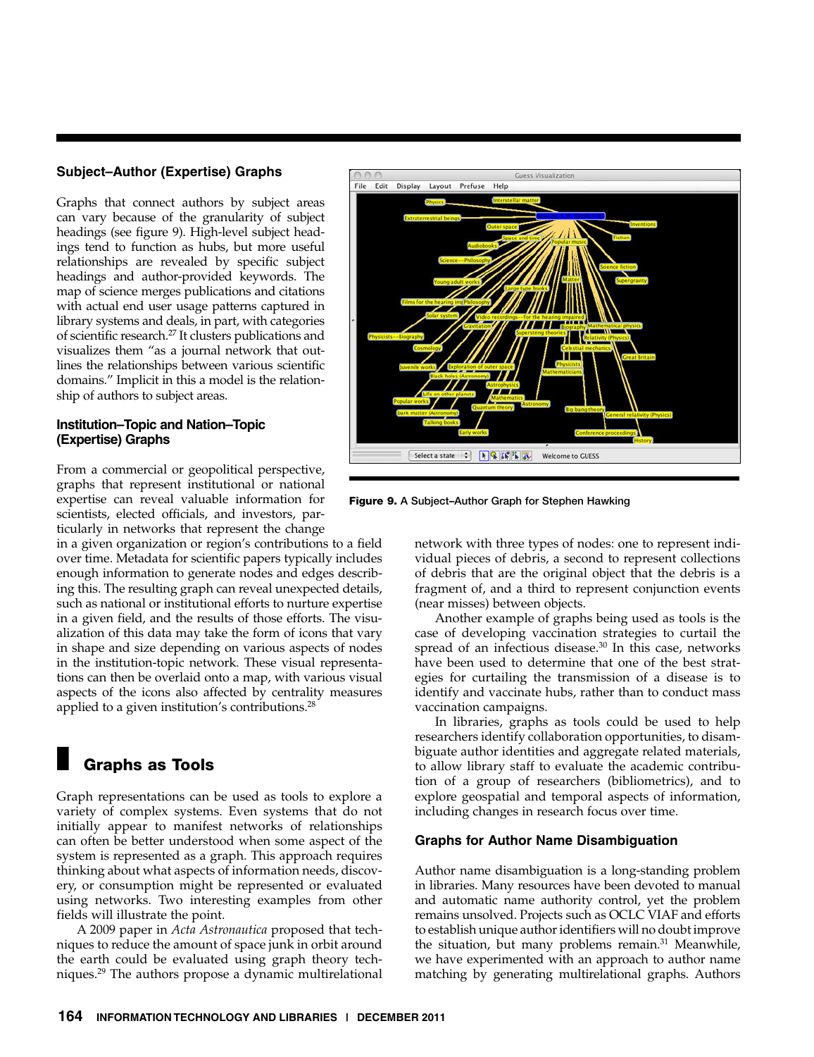### Subject–Author (Expertise) Graphs

Graphs that connect authors by subject areas can vary because of the granularity of subject headings (see figure 9). High-level subject headings tend to function as hubs, but more useful relationships are revealed by specific subject headings and author-provided keywords. The map of science merges publications and citations with actual end user usage patterns captured in library systems and deals, in part, with categories of scientific research.[27] It clusters publications and visualizes them "as a journal network that outlines the relationships between various scientific domains." Implicit in this a model is the relationship of authors to subject areas.

### Institution–Topic and Nation–Topic (Expertise) Graphs

From a commercial or geopolitical perspective, graphs that represent institutional or national expertise can reveal valuable information for scientists, elected officials, and investors, particularly in networks that represent the change in a given organization or region's contributions to a field over time. Metadata for scientific papers typically includes enough information to generate nodes and edges describing this. The resulting graph can reveal unexpected details, such as national or institutional efforts to nurture expertise in a given field, and the results of those efforts. The visualization of this data may take the form of icons that vary in shape and size depending on various aspects of nodes in the institution-topic network. These visual representations can then be overlaid onto a map, with various visual aspects of the icons also affected by centrality measures applied to a given institution's contributions.[28]

**Figure 9.** A Subject–Author Graph for Stephen Hawking

## Graphs as Tools

Graph representations can be used as tools to explore a variety of complex systems. Even systems that do not initially appear to manifest networks of relationships can often be better understood when some aspect of the system is represented as a graph. This approach requires thinking about what aspects of information needs, discovery, or consumption might be represented or evaluated using networks. Two interesting examples from other fields will illustrate the point.

A 2009 paper in *Acta Astronautica* proposed that techniques to reduce the amount of space junk in orbit around the earth could be evaluated using graph theory techniques.[29] The authors propose a dynamic multirelational network with three types of nodes: one to represent individual pieces of debris, a second to represent collections of debris that are the original object that the debris is a fragment of, and a third to represent conjunction events (near misses) between objects.

Another example of graphs being used as tools is the case of developing vaccination strategies to curtail the spread of an infectious disease.[30] In this case, networks have been used to determine that one of the best strategies for curtailing the transmission of a disease is to identify and vaccinate hubs, rather than to conduct mass vaccination campaigns.

In libraries, graphs as tools could be used to help researchers identify collaboration opportunities, to disambiguate author identities and aggregate related materials, to allow library staff to evaluate the academic contribution of a group of researchers (bibliometrics), and to explore geospatial and temporal aspects of information, including changes in research focus over time.

### Graphs for Author Name Disambiguation

Author name disambiguation is a long-standing problem in libraries. Many resources have been devoted to manual and automatic name authority control, yet the problem remains unsolved. Projects such as OCLC VIAF and efforts to establish unique author identifiers will no doubt improve the situation, but many problems remain.[31] Meanwhile, we have experimented with an approach to author name matching by generating multirelational graphs. Authors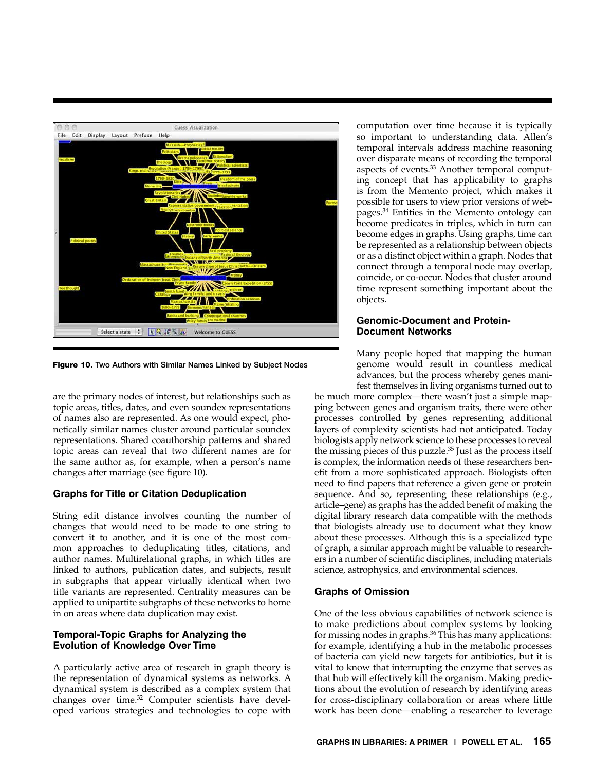**Figure 10.** Two Authors with Similar Names Linked by Subject Nodes

are the primary nodes of interest, but relationships such as topic areas, titles, dates, and even soundex representations of names also are represented. As one would expect, phonetically similar names cluster around particular soundex representations. Shared coauthorship patterns and shared topic areas can reveal that two different names are for the same author as, for example, when a person's name changes after marriage (see figure 10).

### Graphs for Title or Citation Deduplication

String edit distance involves counting the number of changes that would need to be made to one string to convert it to another, and it is one of the most common approaches to deduplicating titles, citations, and author names. Multirelational graphs, in which titles are linked to authors, publication dates, and subjects, result in subgraphs that appear virtually identical when two title variants are represented. Centrality measures can be applied to unipartite subgraphs of these networks to home in on areas where data duplication may exist.

### Temporal-Topic Graphs for Analyzing the Evolution of Knowledge Over Time

A particularly active area of research in graph theory is the representation of dynamical systems as networks. A dynamical system is described as a complex system that changes over time.[32] Computer scientists have developed various strategies and technologies to cope with computation over time because it is typically so important to understanding data. Allen's temporal intervals address machine reasoning over disparate means of recording the temporal aspects of events.[33] Another temporal computing concept that has applicability to graphs is from the Memento project, which makes it possible for users to view prior versions of webpages.[34] Entities in the Memento ontology can become predicates in triples, which in turn can become edges in graphs. Using graphs, time can be represented as a relationship between objects or as a distinct object within a graph. Nodes that connect through a temporal node may overlap, coincide, or co-occur. Nodes that cluster around time represent something important about the objects.

### Genomic-Document and Protein-Document Networks

Many people hoped that mapping the human genome would result in countless medical advances, but the process whereby genes manifest themselves in living organisms turned out to be much more complex—there wasn't just a simple mapping between genes and organism traits, there were other processes controlled by genes representing additional layers of complexity scientists had not anticipated. Today biologists apply network science to these processes to reveal the missing pieces of this puzzle.[35] Just as the process itself is complex, the information needs of these researchers benefit from a more sophisticated approach. Biologists often need to find papers that reference a given gene or protein sequence. And so, representing these relationships (e.g., article–gene) as graphs has the added benefit of making the digital library research data compatible with the methods that biologists already use to document what they know about these processes. Although this is a specialized type of graph, a similar approach might be valuable to researchers in a number of scientific disciplines, including materials science, astrophysics, and environmental sciences.

### Graphs of Omission

One of the less obvious capabilities of network science is to make predictions about complex systems by looking for missing nodes in graphs.[36] This has many applications: for example, identifying a hub in the metabolic processes of bacteria can yield new targets for antibiotics, but it is vital to know that interrupting the enzyme that serves as that hub will effectively kill the organism. Making predictions about the evolution of research by identifying areas for cross-disciplinary collaboration or areas where little work has been done—enabling a researcher to leverage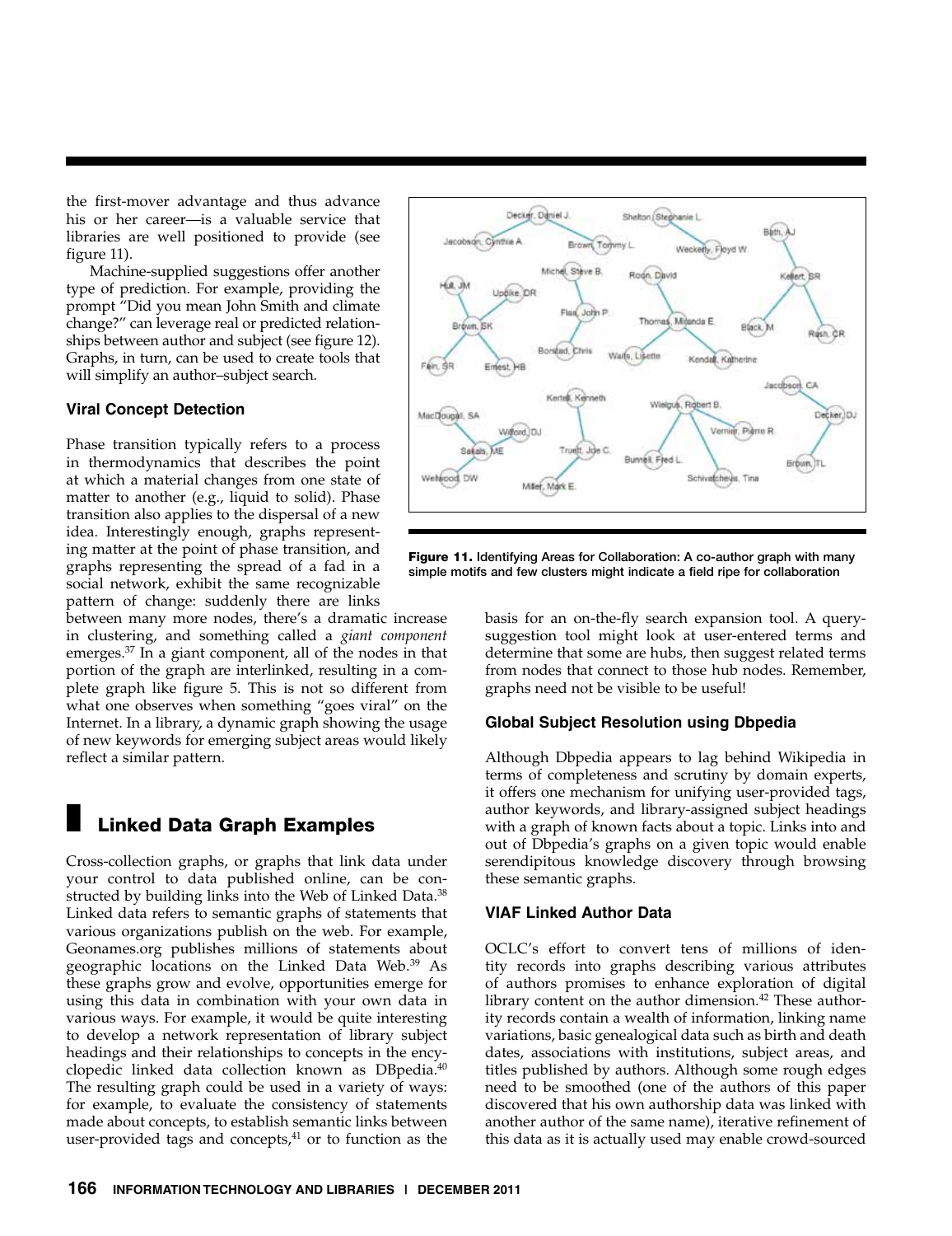the first-mover advantage and thus advance his or her career—is a valuable service that libraries are well positioned to provide (see figure 11).

Machine-supplied suggestions offer another type of prediction. For example, providing the prompt "Did you mean John Smith and climate change?" can leverage real or predicted relationships between author and subject (see figure 12). Graphs, in turn, can be used to create tools that will simplify an author–subject search.

### Viral Concept Detection

Phase transition typically refers to a process in thermodynamics that describes the point at which a material changes from one state of matter to another (e.g., liquid to solid). Phase transition also applies to the dispersal of a new idea. Interestingly enough, graphs representing matter at the point of phase transition, and graphs representing the spread of a fad in a social network, exhibit the same recognizable pattern of change: suddenly there are links between many more nodes, there's a dramatic increase in clustering, and something called a *giant component* emerges.[37] In a giant component, all of the nodes in that portion of the graph are interlinked, resulting in a complete graph like figure 5. This is not so different from what one observes when something "goes viral" on the Internet. In a library, a dynamic graph showing the usage of new keywords for emerging subject areas would likely reflect a similar pattern.

**Figure 11.** Identifying Areas for Collaboration: A co-author graph with many simple motifs and few clusters might indicate a field ripe for collaboration

## Linked Data Graph Examples

Cross-collection graphs, or graphs that link data under your control to data published online, can be constructed by building links into the Web of Linked Data.[38] Linked data refers to semantic graphs of statements that various organizations publish on the web. For example, Geonames.org publishes millions of statements about geographic locations on the Linked Data Web.[39] As these graphs grow and evolve, opportunities emerge for using this data in combination with your own data in various ways. For example, it would be quite interesting to develop a network representation of library subject headings and their relationships to concepts in the encyclopedic linked data collection known as DBpedia.[40] The resulting graph could be used in a variety of ways: for example, to evaluate the consistency of statements made about concepts, to establish semantic links between user-provided tags and concepts,[41] or to function as the basis for an on-the-fly search expansion tool. A query-suggestion tool might look at user-entered terms and determine that some are hubs, then suggest related terms from nodes that connect to those hub nodes. Remember, graphs need not be visible to be useful!

### Global Subject Resolution using Dbpedia

Although Dbpedia appears to lag behind Wikipedia in terms of completeness and scrutiny by domain experts, it offers one mechanism for unifying user-provided tags, author keywords, and library-assigned subject headings with a graph of known facts about a topic. Links into and out of Dbpedia's graphs on a given topic would enable serendipitous knowledge discovery through browsing these semantic graphs.

### VIAF Linked Author Data

OCLC's effort to convert tens of millions of identity records into graphs describing various attributes of authors promises to enhance exploration of digital library content on the author dimension.[42] These authority records contain a wealth of information, linking name variations, basic genealogical data such as birth and death dates, associations with institutions, subject areas, and titles published by authors. Although some rough edges need to be smoothed (one of the authors of this paper discovered that his own authorship data was linked with another author of the same name), iterative refinement of this data as it is actually used may enable crowd-sourced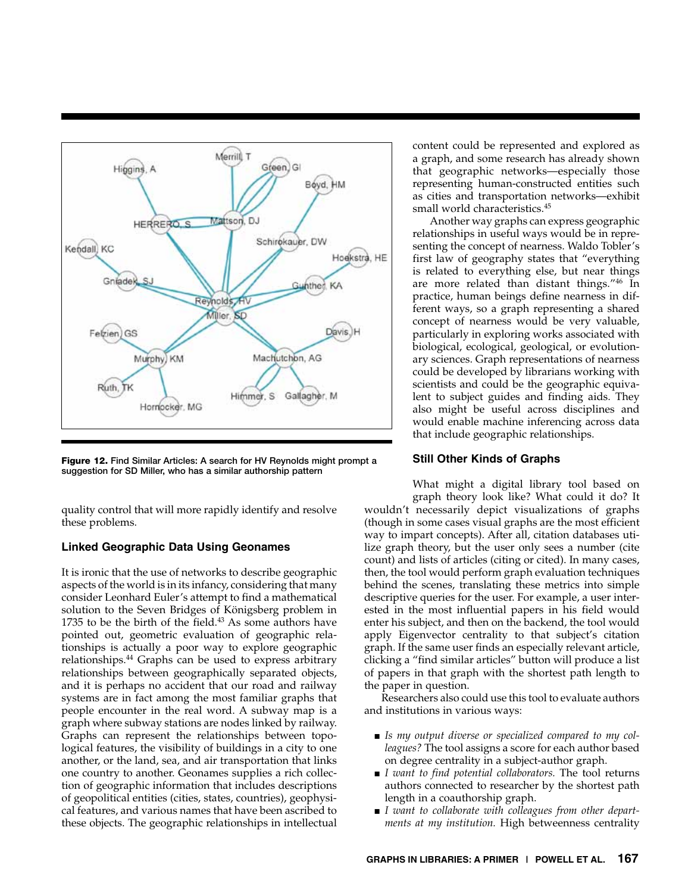**Figure 12.** Find Similar Articles: A search for HV Reynolds might prompt a suggestion for SD Miller, who has a similar authorship pattern

quality control that will more rapidly identify and resolve these problems.

### Linked Geographic Data Using Geonames

It is ironic that the use of networks to describe geographic aspects of the world is in its infancy, considering that many consider Leonhard Euler's attempt to find a mathematical solution to the Seven Bridges of Königsberg problem in 1735 to be the birth of the field.[43] As some authors have pointed out, geometric evaluation of geographic relationships is actually a poor way to explore geographic relationships.[44] Graphs can be used to express arbitrary relationships between geographically separated objects, and it is perhaps no accident that our road and railway systems are in fact among the most familiar graphs that people encounter in the real word. A subway map is a graph where subway stations are nodes linked by railway. Graphs can represent the relationships between topological features, the visibility of buildings in a city to one another, or the land, sea, and air transportation that links one country to another. Geonames supplies a rich collection of geographic information that includes descriptions of geopolitical entities (cities, states, countries), geophysical features, and various names that have been ascribed to these objects. The geographic relationships in intellectual content could be represented and explored as a graph, and some research has already shown that geographic networks—especially those representing human-constructed entities such as cities and transportation networks—exhibit small world characteristics.[45]

Another way graphs can express geographic relationships in useful ways would be in representing the concept of nearness. Waldo Tobler's first law of geography states that "everything is related to everything else, but near things are more related than distant things."[46] In practice, human beings define nearness in different ways, so a graph representing a shared concept of nearness would be very valuable, particularly in exploring works associated with biological, ecological, geological, or evolutionary sciences. Graph representations of nearness could be developed by librarians working with scientists and could be the geographic equivalent to subject guides and finding aids. They also might be useful across disciplines and would enable machine inferencing across data that include geographic relationships.

### Still Other Kinds of Graphs

What might a digital library tool based on graph theory look like? What could it do? It wouldn't necessarily depict visualizations of graphs (though in some cases visual graphs are the most efficient way to impart concepts). After all, citation databases utilize graph theory, but the user only sees a number (cite count) and lists of articles (citing or cited). In many cases, then, the tool would perform graph evaluation techniques behind the scenes, translating these metrics into simple descriptive queries for the user. For example, a user interested in the most influential papers in his field would enter his subject, and then on the backend, the tool would apply Eigenvector centrality to that subject's citation graph. If the same user finds an especially relevant article, clicking a "find similar articles" button will produce a list of papers in that graph with the shortest path length to the paper in question.

Researchers also could use this tool to evaluate authors and institutions in various ways:

- *Is my output diverse or specialized compared to my colleagues?* The tool assigns a score for each author based on degree centrality in a subject-author graph.
- *I want to find potential collaborators.* The tool returns authors connected to researcher by the shortest path length in a coauthorship graph.
- *I want to collaborate with colleagues from other departments at my institution.* High betweenness centrality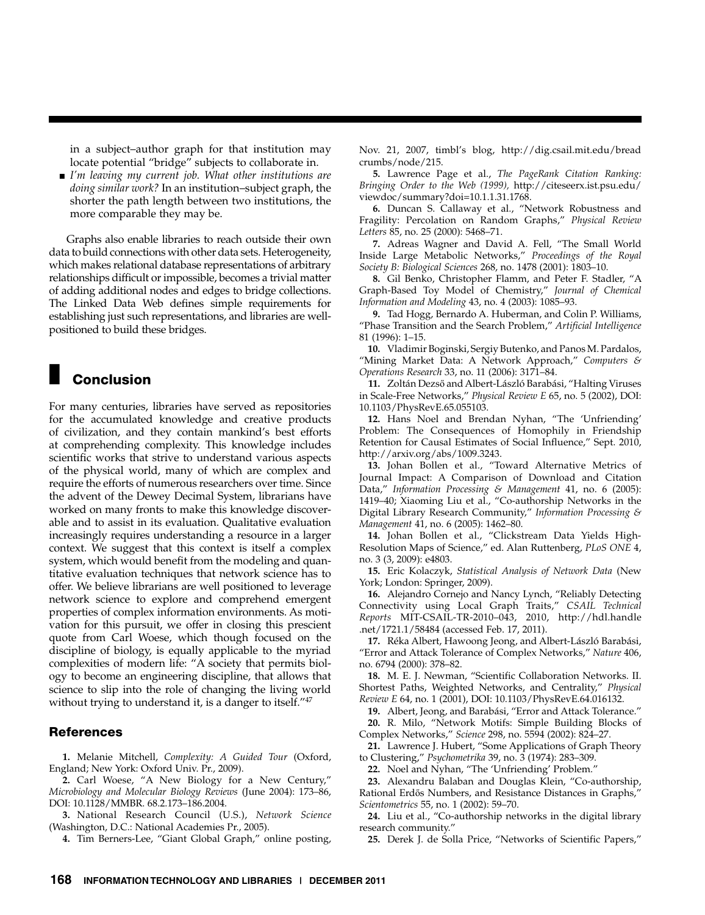in a subject–author graph for that institution may locate potential "bridge" subjects to collaborate in.

- *I'm leaving my current job. What other institutions are doing similar work?* In an institution–subject graph, the shorter the path length between two institutions, the more comparable they may be.

Graphs also enable libraries to reach outside their own data to build connections with other data sets. Heterogeneity, which makes relational database representations of arbitrary relationships difficult or impossible, becomes a trivial matter of adding additional nodes and edges to bridge collections. The Linked Data Web defines simple requirements for establishing just such representations, and libraries are well-positioned to build these bridges.

## Conclusion

For many centuries, libraries have served as repositories for the accumulated knowledge and creative products of civilization, and they contain mankind's best efforts at comprehending complexity. This knowledge includes scientific works that strive to understand various aspects of the physical world, many of which are complex and require the efforts of numerous researchers over time. Since the advent of the Dewey Decimal System, librarians have worked on many fronts to make this knowledge discoverable and to assist in its evaluation. Qualitative evaluation increasingly requires understanding a resource in a larger context. We suggest that this context is itself a complex system, which would benefit from the modeling and quantitative evaluation techniques that network science has to offer. We believe librarians are well positioned to leverage network science to explore and comprehend emergent properties of complex information environments. As motivation for this pursuit, we offer in closing this prescient quote from Carl Woese, which though focused on the discipline of biology, is equally applicable to the myriad complexities of modern life: "A society that permits biology to become an engineering discipline, that allows that science to slip into the role of changing the living world without trying to understand it, is a danger to itself."[47]

### References

**1.** Melanie Mitchell, *Complexity: A Guided Tour* (Oxford, England; New York: Oxford Univ. Pr., 2009).

**2.** Carl Woese, "A New Biology for a New Century," *Microbiology and Molecular Biology Reviews* (June 2004): 173–86, DOI: 10.1128/MMBR. 68.2.173–186.2004.

**3.** National Research Council (U.S.), *Network Science* (Washington, D.C.: National Academies Pr., 2005).

**4.** Tim Berners-Lee, "Giant Global Graph," online posting, Nov. 21, 2007, timbl's blog, http://dig.csail.mit.edu/breadcrumbs/node/215.

**5.** Lawrence Page et al., *The PageRank Citation Ranking: Bringing Order to the Web (1999)*, http://citeseerx.ist.psu.edu/viewdoc/summary?doi=10.1.1.31.1768.

**6.** Duncan S. Callaway et al., "Network Robustness and Fragility: Percolation on Random Graphs," *Physical Review Letters* 85, no. 25 (2000): 5468–71.

**7.** Adreas Wagner and David A. Fell, "The Small World Inside Large Metabolic Networks," *Proceedings of the Royal Society B: Biological Sciences* 268, no. 1478 (2001): 1803–10.

**8.** Gil Benko, Christopher Flamm, and Peter F. Stadler, "A Graph-Based Toy Model of Chemistry," *Journal of Chemical Information and Modeling* 43, no. 4 (2003): 1085–93.

**9.** Tad Hogg, Bernardo A. Huberman, and Colin P. Williams, "Phase Transition and the Search Problem," *Artificial Intelligence* 81 (1996): 1–15.

**10.** Vladimir Boginski, Sergiy Butenko, and Panos M. Pardalos, "Mining Market Data: A Network Approach," *Computers & Operations Research* 33, no. 11 (2006): 3171–84.

**11.** Zoltán Dezső and Albert-László Barabási, "Halting Viruses in Scale-Free Networks," *Physical Review E* 65, no. 5 (2002), DOI: 10.1103/PhysRevE.65.055103.

**12.** Hans Noel and Brendan Nyhan, "The 'Unfriending' Problem: The Consequences of Homophily in Friendship Retention for Causal Estimates of Social Influence," Sept. 2010, http://arxiv.org/abs/1009.3243.

**13.** Johan Bollen et al., "Toward Alternative Metrics of Journal Impact: A Comparison of Download and Citation Data," *Information Processing & Management* 41, no. 6 (2005): 1419–40; Xiaoming Liu et al., "Co-authorship Networks in the Digital Library Research Community," *Information Processing & Management* 41, no. 6 (2005): 1462–80.

**14.** Johan Bollen et al., "Clickstream Data Yields High-Resolution Maps of Science," ed. Alan Ruttenberg, *PLoS ONE* 4, no. 3 (3, 2009): e4803.

**15.** Eric Kolaczyk, *Statistical Analysis of Network Data* (New York; London: Springer, 2009).

**16.** Alejandro Cornejo and Nancy Lynch, "Reliably Detecting Connectivity using Local Graph Traits," *CSAIL Technical Reports* MIT-CSAIL-TR-2010–043, 2010, http://hdl.handle.net/1721.1/58484 (accessed Feb. 17, 2011).

**17.** Réka Albert, Hawoong Jeong, and Albert-László Barabási, "Error and Attack Tolerance of Complex Networks," *Nature* 406, no. 6794 (2000): 378–82.

**18.** M. E. J. Newman, "Scientific Collaboration Networks. II. Shortest Paths, Weighted Networks, and Centrality," *Physical Review E* 64, no. 1 (2001), DOI: 10.1103/PhysRevE.64.016132.

**19.** Albert, Jeong, and Barabási, "Error and Attack Tolerance."

**20.** R. Milo, "Network Motifs: Simple Building Blocks of Complex Networks," *Science* 298, no. 5594 (2002): 824–27.

**21.** Lawrence J. Hubert, "Some Applications of Graph Theory to Clustering," *Psychometrika* 39, no. 3 (1974): 283–309.

**22.** Noel and Nyhan, "The 'Unfriending' Problem."

**23.** Alexandru Balaban and Douglas Klein, "Co-authorship, Rational Erdős Numbers, and Resistance Distances in Graphs," *Scientometrics* 55, no. 1 (2002): 59–70.

**24.** Liu et al., "Co-authorship networks in the digital library research community."

**25.** Derek J. de Solla Price, "Networks of Scientific Papers,"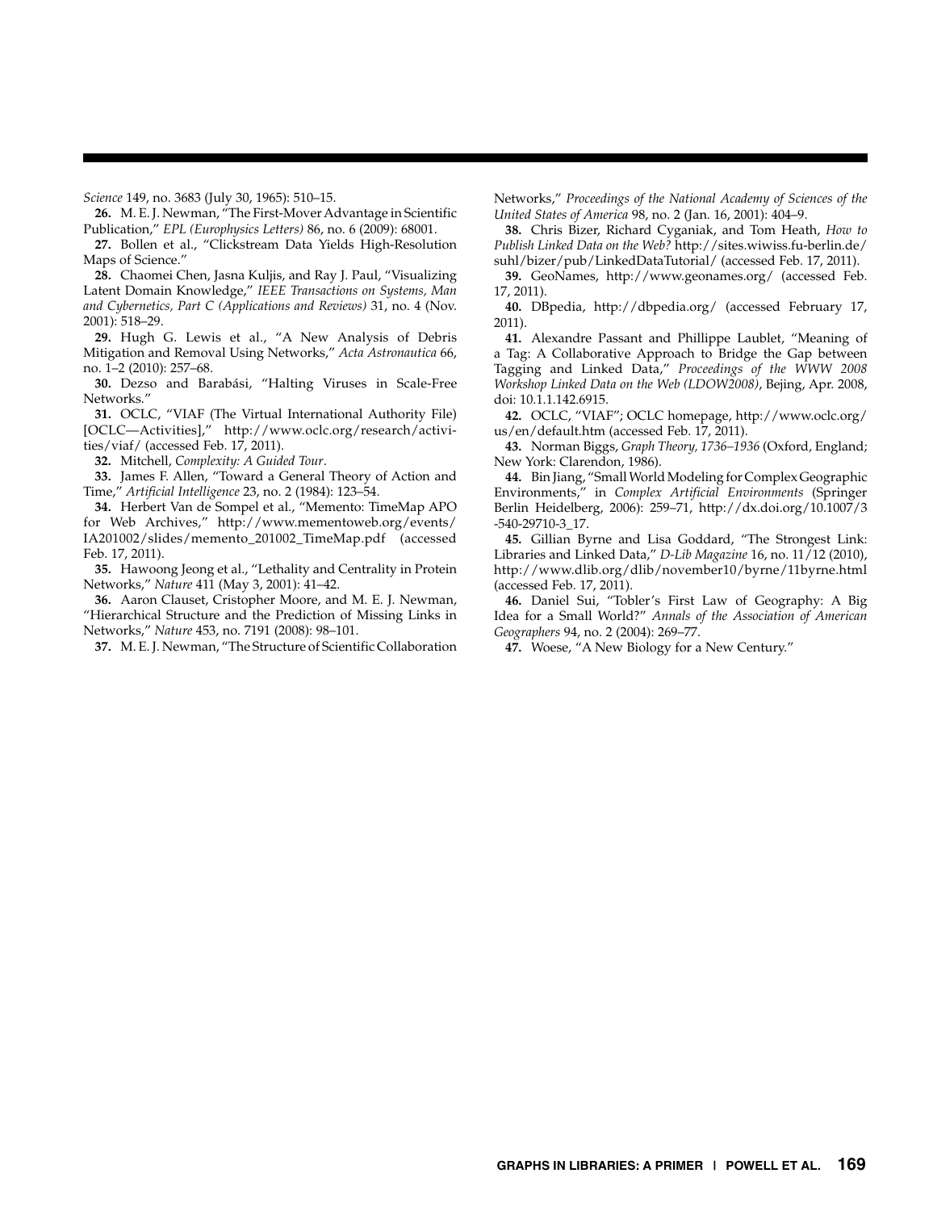*Science* 149, no. 3683 (July 30, 1965): 510–15.

**26.** M. E. J. Newman, "The First-Mover Advantage in Scientific Publication," *EPL (Europhysics Letters)* 86, no. 6 (2009): 68001.

**27.** Bollen et al., "Clickstream Data Yields High-Resolution Maps of Science."

**28.** Chaomei Chen, Jasna Kuljis, and Ray J. Paul, "Visualizing Latent Domain Knowledge," *IEEE Transactions on Systems, Man and Cybernetics, Part C (Applications and Reviews)* 31, no. 4 (Nov. 2001): 518–29.

**29.** Hugh G. Lewis et al., "A New Analysis of Debris Mitigation and Removal Using Networks," *Acta Astronautica* 66, no. 1–2 (2010): 257–68.

**30.** Dezso and Barabási, "Halting Viruses in Scale-Free Networks."

**31.** OCLC, "VIAF (The Virtual International Authority File) [OCLC—Activities]," http://www.oclc.org/research/activities/viaf/ (accessed Feb. 17, 2011).

**32.** Mitchell, *Complexity: A Guided Tour*.

**33.** James F. Allen, "Toward a General Theory of Action and Time," *Artificial Intelligence* 23, no. 2 (1984): 123–54.

**34.** Herbert Van de Sompel et al., "Memento: TimeMap APO for Web Archives," http://www.mementoweb.org/events/IA201002/slides/memento_201002_TimeMap.pdf (accessed Feb. 17, 2011).

**35.** Hawoong Jeong et al., "Lethality and Centrality in Protein Networks," *Nature* 411 (May 3, 2001): 41–42.

**36.** Aaron Clauset, Cristopher Moore, and M. E. J. Newman, "Hierarchical Structure and the Prediction of Missing Links in Networks," *Nature* 453, no. 7191 (2008): 98–101.

**37.** M. E. J. Newman, "The Structure of Scientific Collaboration Networks," *Proceedings of the National Academy of Sciences of the United States of America* 98, no. 2 (Jan. 16, 2001): 404–9.

**38.** Chris Bizer, Richard Cyganiak, and Tom Heath, *How to Publish Linked Data on the Web?* http://sites.wiwiss.fu-berlin.de/suhl/bizer/pub/LinkedDataTutorial/ (accessed Feb. 17, 2011).

**39.** GeoNames, http://www.geonames.org/ (accessed Feb. 17, 2011).

**40.** DBpedia, http://dbpedia.org/ (accessed February 17, 2011).

**41.** Alexandre Passant and Phillippe Laublet, "Meaning of a Tag: A Collaborative Approach to Bridge the Gap between Tagging and Linked Data," *Proceedings of the WWW 2008 Workshop Linked Data on the Web (LDOW2008)*, Bejing, Apr. 2008, doi: 10.1.1.142.6915.

**42.** OCLC, "VIAF"; OCLC homepage, http://www.oclc.org/us/en/default.htm (accessed Feb. 17, 2011).

**43.** Norman Biggs, *Graph Theory, 1736–1936* (Oxford, England; New York: Clarendon, 1986).

**44.** Bin Jiang, "Small World Modeling for Complex Geographic Environments," in *Complex Artificial Environments* (Springer Berlin Heidelberg, 2006): 259–71, http://dx.doi.org/10.1007/3-540-29710-3_17.

**45.** Gillian Byrne and Lisa Goddard, "The Strongest Link: Libraries and Linked Data," *D-Lib Magazine* 16, no. 11/12 (2010), http://www.dlib.org/dlib/november10/byrne/11byrne.html (accessed Feb. 17, 2011).

**46.** Daniel Sui, "Tobler's First Law of Geography: A Big Idea for a Small World?" *Annals of the Association of American Geographers* 94, no. 2 (2004): 269–77.

**47.** Woese, "A New Biology for a New Century."